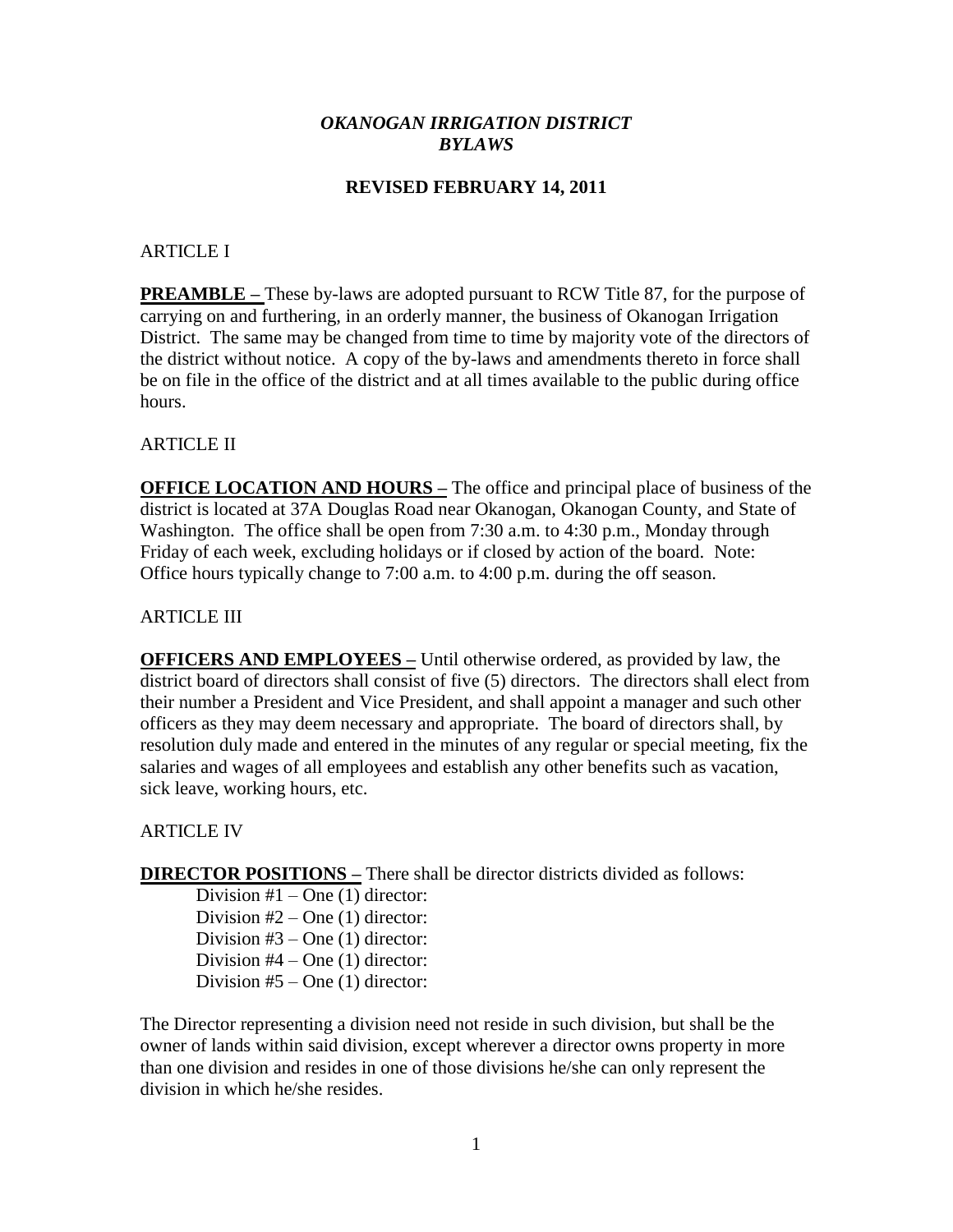# *OKANOGAN IRRIGATION DISTRICT*
# *BYLAWS*

## REVISED FEBRUARY 14, 2011

ARTICLE I

**PREAMBLE –** These by-laws are adopted pursuant to RCW Title 87, for the purpose of carrying on and furthering, in an orderly manner, the business of Okanogan Irrigation District. The same may be changed from time to time by majority vote of the directors of the district without notice. A copy of the by-laws and amendments thereto in force shall be on file in the office of the district and at all times available to the public during office hours.

ARTICLE II

**OFFICE LOCATION AND HOURS –** The office and principal place of business of the district is located at 37A Douglas Road near Okanogan, Okanogan County, and State of Washington. The office shall be open from 7:30 a.m. to 4:30 p.m., Monday through Friday of each week, excluding holidays or if closed by action of the board. Note: Office hours typically change to 7:00 a.m. to 4:00 p.m. during the off season.

ARTICLE III

**OFFICERS AND EMPLOYEES –** Until otherwise ordered, as provided by law, the district board of directors shall consist of five (5) directors. The directors shall elect from their number a President and Vice President, and shall appoint a manager and such other officers as they may deem necessary and appropriate. The board of directors shall, by resolution duly made and entered in the minutes of any regular or special meeting, fix the salaries and wages of all employees and establish any other benefits such as vacation, sick leave, working hours, etc.

ARTICLE IV

**DIRECTOR POSITIONS –** There shall be director districts divided as follows:

Division #1 – One (1) director:
Division #2 – One (1) director:
Division #3 – One (1) director:
Division #4 – One (1) director:
Division #5 – One (1) director:

The Director representing a division need not reside in such division, but shall be the owner of lands within said division, except wherever a director owns property in more than one division and resides in one of those divisions he/she can only represent the division in which he/she resides.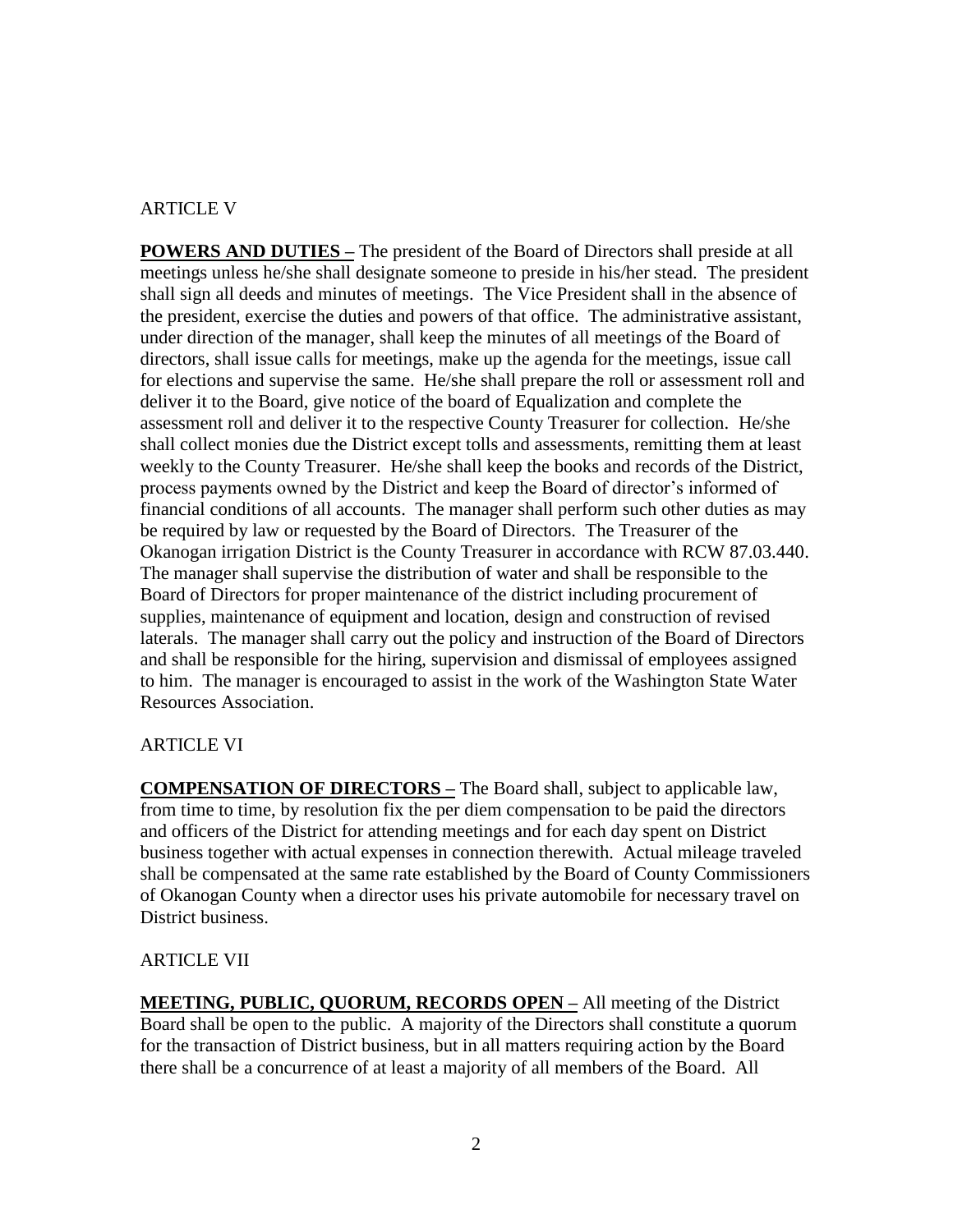ARTICLE V

**<u>POWERS AND DUTIES</u> –** The president of the Board of Directors shall preside at all meetings unless he/she shall designate someone to preside in his/her stead. The president shall sign all deeds and minutes of meetings. The Vice President shall in the absence of the president, exercise the duties and powers of that office. The administrative assistant, under direction of the manager, shall keep the minutes of all meetings of the Board of directors, shall issue calls for meetings, make up the agenda for the meetings, issue call for elections and supervise the same. He/she shall prepare the roll or assessment roll and deliver it to the Board, give notice of the board of Equalization and complete the assessment roll and deliver it to the respective County Treasurer for collection. He/she shall collect monies due the District except tolls and assessments, remitting them at least weekly to the County Treasurer. He/she shall keep the books and records of the District, process payments owned by the District and keep the Board of director's informed of financial conditions of all accounts. The manager shall perform such other duties as may be required by law or requested by the Board of Directors. The Treasurer of the Okanogan irrigation District is the County Treasurer in accordance with RCW 87.03.440. The manager shall supervise the distribution of water and shall be responsible to the Board of Directors for proper maintenance of the district including procurement of supplies, maintenance of equipment and location, design and construction of revised laterals. The manager shall carry out the policy and instruction of the Board of Directors and shall be responsible for the hiring, supervision and dismissal of employees assigned to him. The manager is encouraged to assist in the work of the Washington State Water Resources Association.

ARTICLE VI

**<u>COMPENSATION OF DIRECTORS</u> –** The Board shall, subject to applicable law, from time to time, by resolution fix the per diem compensation to be paid the directors and officers of the District for attending meetings and for each day spent on District business together with actual expenses in connection therewith. Actual mileage traveled shall be compensated at the same rate established by the Board of County Commissioners of Okanogan County when a director uses his private automobile for necessary travel on District business.

ARTICLE VII

**<u>MEETING, PUBLIC, QUORUM, RECORDS OPEN</u> –** All meeting of the District Board shall be open to the public. A majority of the Directors shall constitute a quorum for the transaction of District business, but in all matters requiring action by the Board there shall be a concurrence of at least a majority of all members of the Board. All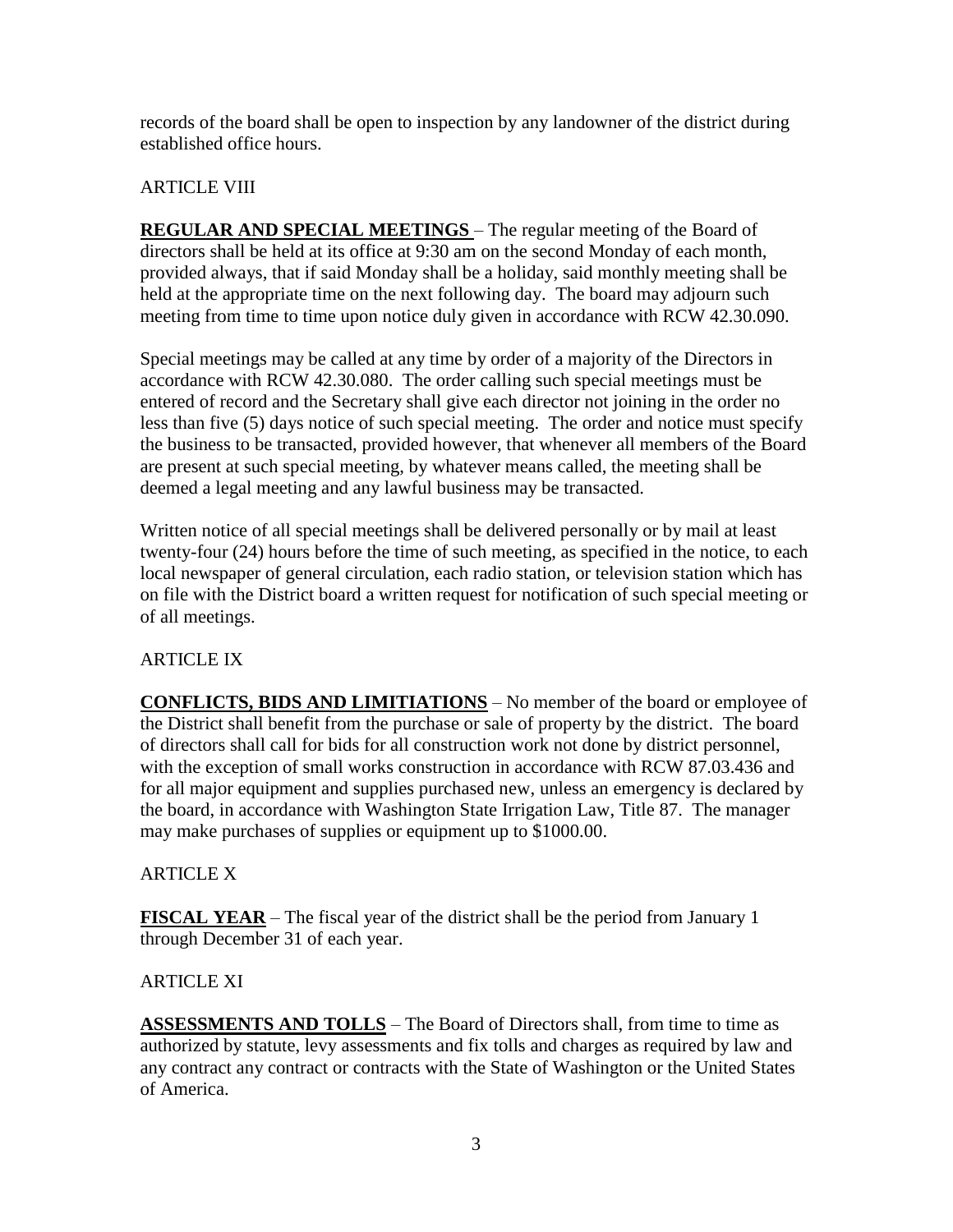records of the board shall be open to inspection by any landowner of the district during established office hours.

ARTICLE VIII

**REGULAR AND SPECIAL MEETINGS** – The regular meeting of the Board of directors shall be held at its office at 9:30 am on the second Monday of each month, provided always, that if said Monday shall be a holiday, said monthly meeting shall be held at the appropriate time on the next following day. The board may adjourn such meeting from time to time upon notice duly given in accordance with RCW 42.30.090.

Special meetings may be called at any time by order of a majority of the Directors in accordance with RCW 42.30.080. The order calling such special meetings must be entered of record and the Secretary shall give each director not joining in the order no less than five (5) days notice of such special meeting. The order and notice must specify the business to be transacted, provided however, that whenever all members of the Board are present at such special meeting, by whatever means called, the meeting shall be deemed a legal meeting and any lawful business may be transacted.

Written notice of all special meetings shall be delivered personally or by mail at least twenty-four (24) hours before the time of such meeting, as specified in the notice, to each local newspaper of general circulation, each radio station, or television station which has on file with the District board a written request for notification of such special meeting or of all meetings.

ARTICLE IX

**CONFLICTS, BIDS AND LIMITIATIONS** – No member of the board or employee of the District shall benefit from the purchase or sale of property by the district. The board of directors shall call for bids for all construction work not done by district personnel, with the exception of small works construction in accordance with RCW 87.03.436 and for all major equipment and supplies purchased new, unless an emergency is declared by the board, in accordance with Washington State Irrigation Law, Title 87. The manager may make purchases of supplies or equipment up to $1000.00.

ARTICLE X

**FISCAL YEAR** – The fiscal year of the district shall be the period from January 1 through December 31 of each year.

ARTICLE XI

**ASSESSMENTS AND TOLLS** – The Board of Directors shall, from time to time as authorized by statute, levy assessments and fix tolls and charges as required by law and any contract any contract or contracts with the State of Washington or the United States of America.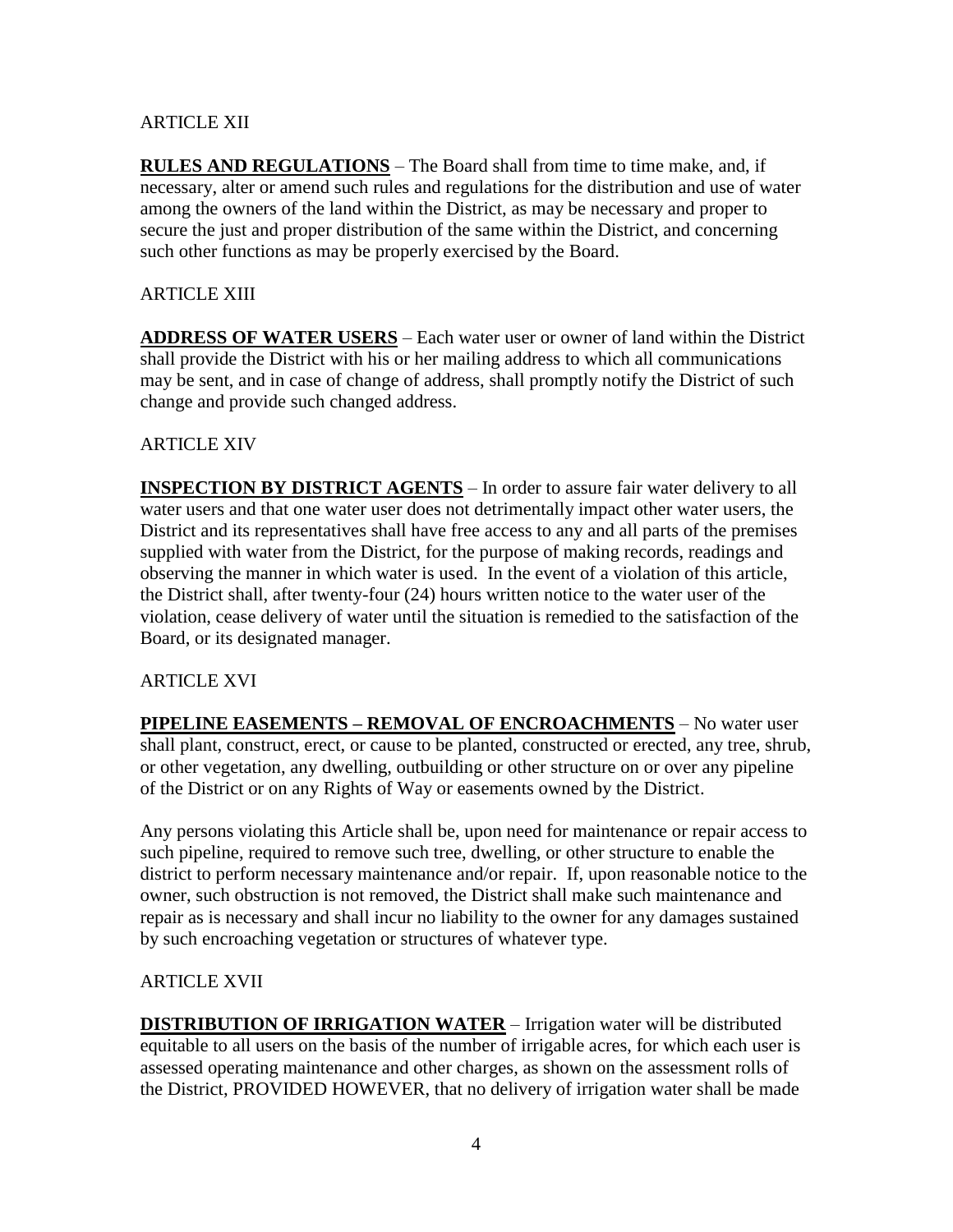ARTICLE XII

**RULES AND REGULATIONS** – The Board shall from time to time make, and, if necessary, alter or amend such rules and regulations for the distribution and use of water among the owners of the land within the District, as may be necessary and proper to secure the just and proper distribution of the same within the District, and concerning such other functions as may be properly exercised by the Board.

ARTICLE XIII

**ADDRESS OF WATER USERS** – Each water user or owner of land within the District shall provide the District with his or her mailing address to which all communications may be sent, and in case of change of address, shall promptly notify the District of such change and provide such changed address.

ARTICLE XIV

**INSPECTION BY DISTRICT AGENTS** – In order to assure fair water delivery to all water users and that one water user does not detrimentally impact other water users, the District and its representatives shall have free access to any and all parts of the premises supplied with water from the District, for the purpose of making records, readings and observing the manner in which water is used. In the event of a violation of this article, the District shall, after twenty-four (24) hours written notice to the water user of the violation, cease delivery of water until the situation is remedied to the satisfaction of the Board, or its designated manager.

ARTICLE XVI

**PIPELINE EASEMENTS – REMOVAL OF ENCROACHMENTS** – No water user shall plant, construct, erect, or cause to be planted, constructed or erected, any tree, shrub, or other vegetation, any dwelling, outbuilding or other structure on or over any pipeline of the District or on any Rights of Way or easements owned by the District.

Any persons violating this Article shall be, upon need for maintenance or repair access to such pipeline, required to remove such tree, dwelling, or other structure to enable the district to perform necessary maintenance and/or repair. If, upon reasonable notice to the owner, such obstruction is not removed, the District shall make such maintenance and repair as is necessary and shall incur no liability to the owner for any damages sustained by such encroaching vegetation or structures of whatever type.

ARTICLE XVII

**DISTRIBUTION OF IRRIGATION WATER** – Irrigation water will be distributed equitable to all users on the basis of the number of irrigable acres, for which each user is assessed operating maintenance and other charges, as shown on the assessment rolls of the District, PROVIDED HOWEVER, that no delivery of irrigation water shall be made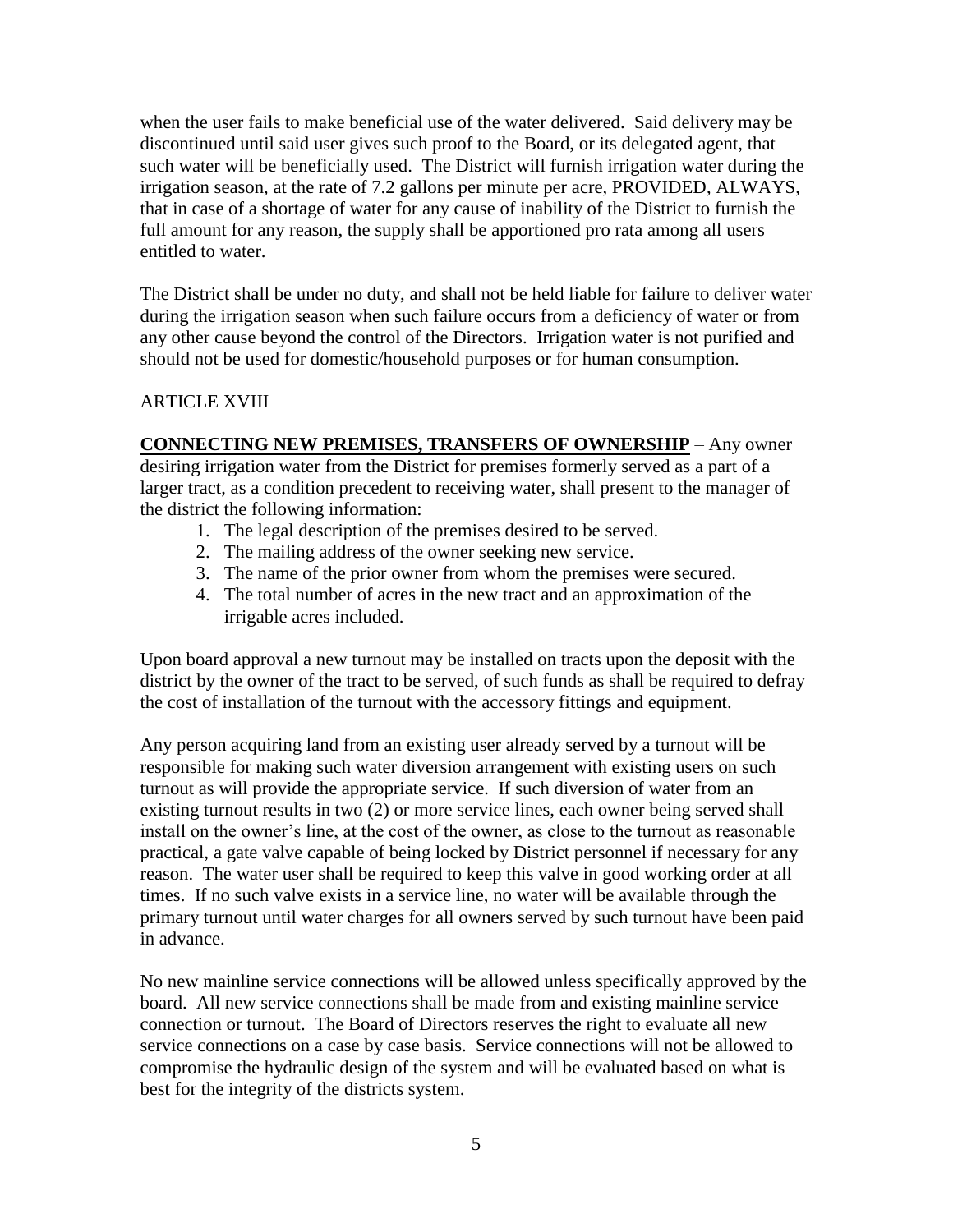when the user fails to make beneficial use of the water delivered. Said delivery may be discontinued until said user gives such proof to the Board, or its delegated agent, that such water will be beneficially used. The District will furnish irrigation water during the irrigation season, at the rate of 7.2 gallons per minute per acre, PROVIDED, ALWAYS, that in case of a shortage of water for any cause of inability of the District to furnish the full amount for any reason, the supply shall be apportioned pro rata among all users entitled to water.

The District shall be under no duty, and shall not be held liable for failure to deliver water during the irrigation season when such failure occurs from a deficiency of water or from any other cause beyond the control of the Directors. Irrigation water is not purified and should not be used for domestic/household purposes or for human consumption.

ARTICLE XVIII

**CONNECTING NEW PREMISES, TRANSFERS OF OWNERSHIP** – Any owner desiring irrigation water from the District for premises formerly served as a part of a larger tract, as a condition precedent to receiving water, shall present to the manager of the district the following information:

1. The legal description of the premises desired to be served.
2. The mailing address of the owner seeking new service.
3. The name of the prior owner from whom the premises were secured.
4. The total number of acres in the new tract and an approximation of the irrigable acres included.

Upon board approval a new turnout may be installed on tracts upon the deposit with the district by the owner of the tract to be served, of such funds as shall be required to defray the cost of installation of the turnout with the accessory fittings and equipment.

Any person acquiring land from an existing user already served by a turnout will be responsible for making such water diversion arrangement with existing users on such turnout as will provide the appropriate service. If such diversion of water from an existing turnout results in two (2) or more service lines, each owner being served shall install on the owner's line, at the cost of the owner, as close to the turnout as reasonable practical, a gate valve capable of being locked by District personnel if necessary for any reason. The water user shall be required to keep this valve in good working order at all times. If no such valve exists in a service line, no water will be available through the primary turnout until water charges for all owners served by such turnout have been paid in advance.

No new mainline service connections will be allowed unless specifically approved by the board. All new service connections shall be made from and existing mainline service connection or turnout. The Board of Directors reserves the right to evaluate all new service connections on a case by case basis. Service connections will not be allowed to compromise the hydraulic design of the system and will be evaluated based on what is best for the integrity of the districts system.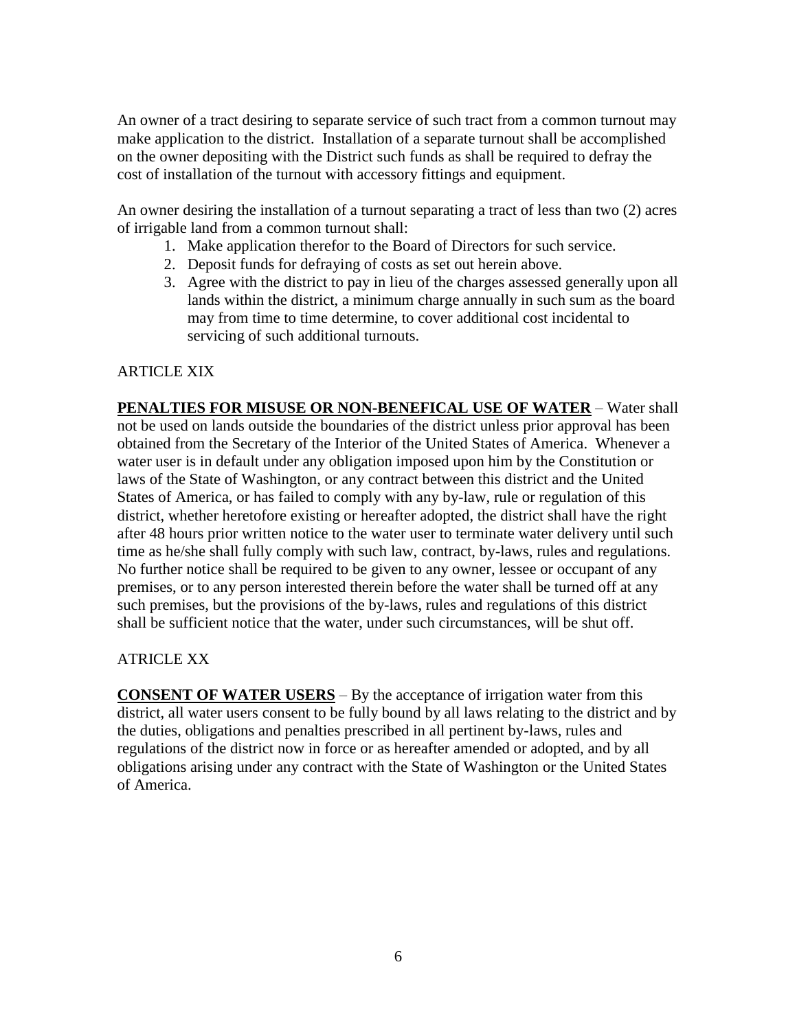An owner of a tract desiring to separate service of such tract from a common turnout may make application to the district. Installation of a separate turnout shall be accomplished on the owner depositing with the District such funds as shall be required to defray the cost of installation of the turnout with accessory fittings and equipment.

An owner desiring the installation of a turnout separating a tract of less than two (2) acres of irrigable land from a common turnout shall:

1. Make application therefor to the Board of Directors for such service.
2. Deposit funds for defraying of costs as set out herein above.
3. Agree with the district to pay in lieu of the charges assessed generally upon all lands within the district, a minimum charge annually in such sum as the board may from time to time determine, to cover additional cost incidental to servicing of such additional turnouts.

ARTICLE XIX

**PENALTIES FOR MISUSE OR NON-BENEFICAL USE OF WATER** – Water shall not be used on lands outside the boundaries of the district unless prior approval has been obtained from the Secretary of the Interior of the United States of America. Whenever a water user is in default under any obligation imposed upon him by the Constitution or laws of the State of Washington, or any contract between this district and the United States of America, or has failed to comply with any by-law, rule or regulation of this district, whether heretofore existing or hereafter adopted, the district shall have the right after 48 hours prior written notice to the water user to terminate water delivery until such time as he/she shall fully comply with such law, contract, by-laws, rules and regulations. No further notice shall be required to be given to any owner, lessee or occupant of any premises, or to any person interested therein before the water shall be turned off at any such premises, but the provisions of the by-laws, rules and regulations of this district shall be sufficient notice that the water, under such circumstances, will be shut off.

ATRICLE XX

**CONSENT OF WATER USERS** – By the acceptance of irrigation water from this district, all water users consent to be fully bound by all laws relating to the district and by the duties, obligations and penalties prescribed in all pertinent by-laws, rules and regulations of the district now in force or as hereafter amended or adopted, and by all obligations arising under any contract with the State of Washington or the United States of America.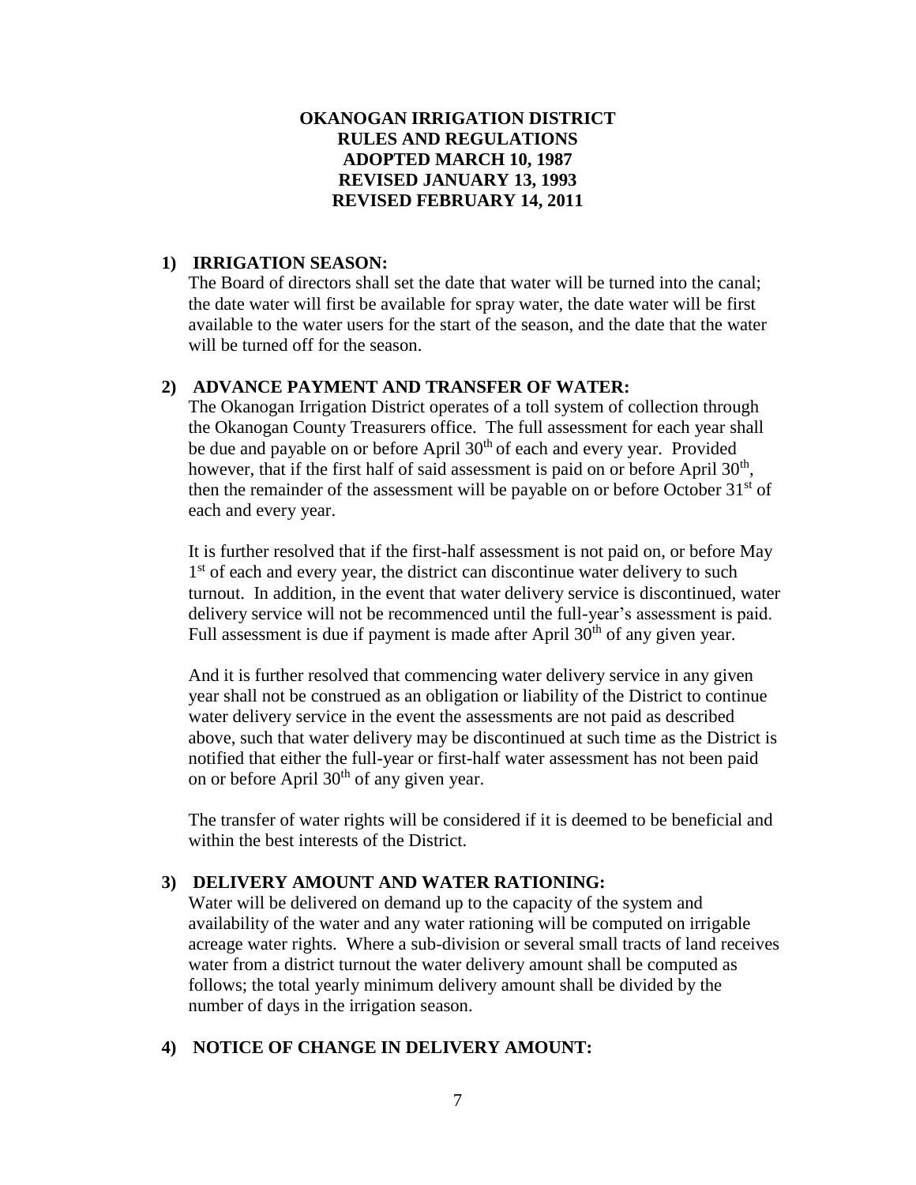# OKANOGAN IRRIGATION DISTRICT
## RULES AND REGULATIONS
## ADOPTED MARCH 10, 1987
## REVISED JANUARY 13, 1993
## REVISED FEBRUARY 14, 2011

### 1) IRRIGATION SEASON:

The Board of directors shall set the date that water will be turned into the canal; the date water will first be available for spray water, the date water will be first available to the water users for the start of the season, and the date that the water will be turned off for the season.

### 2) ADVANCE PAYMENT AND TRANSFER OF WATER:

The Okanogan Irrigation District operates of a toll system of collection through the Okanogan County Treasurers office. The full assessment for each year shall be due and payable on or before April 30th of each and every year. Provided however, that if the first half of said assessment is paid on or before April 30th, then the remainder of the assessment will be payable on or before October 31st of each and every year.

It is further resolved that if the first-half assessment is not paid on, or before May 1st of each and every year, the district can discontinue water delivery to such turnout. In addition, in the event that water delivery service is discontinued, water delivery service will not be recommenced until the full-year's assessment is paid. Full assessment is due if payment is made after April 30th of any given year.

And it is further resolved that commencing water delivery service in any given year shall not be construed as an obligation or liability of the District to continue water delivery service in the event the assessments are not paid as described above, such that water delivery may be discontinued at such time as the District is notified that either the full-year or first-half water assessment has not been paid on or before April 30th of any given year.

The transfer of water rights will be considered if it is deemed to be beneficial and within the best interests of the District.

### 3) DELIVERY AMOUNT AND WATER RATIONING:

Water will be delivered on demand up to the capacity of the system and availability of the water and any water rationing will be computed on irrigable acreage water rights. Where a sub-division or several small tracts of land receives water from a district turnout the water delivery amount shall be computed as follows; the total yearly minimum delivery amount shall be divided by the number of days in the irrigation season.

### 4) NOTICE OF CHANGE IN DELIVERY AMOUNT: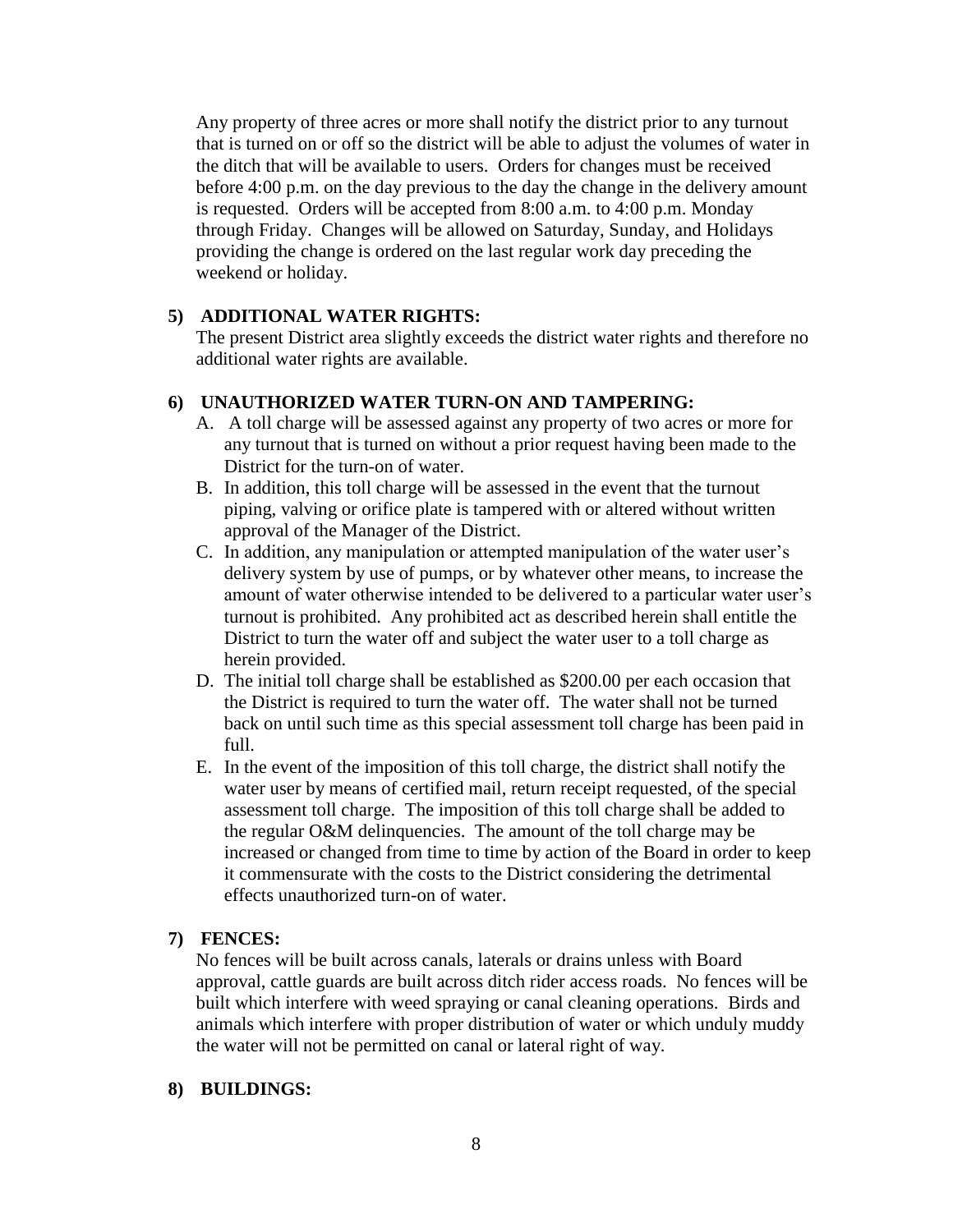Any property of three acres or more shall notify the district prior to any turnout that is turned on or off so the district will be able to adjust the volumes of water in the ditch that will be available to users. Orders for changes must be received before 4:00 p.m. on the day previous to the day the change in the delivery amount is requested. Orders will be accepted from 8:00 a.m. to 4:00 p.m. Monday through Friday. Changes will be allowed on Saturday, Sunday, and Holidays providing the change is ordered on the last regular work day preceding the weekend or holiday.

**5) ADDITIONAL WATER RIGHTS:**

The present District area slightly exceeds the district water rights and therefore no additional water rights are available.

**6) UNAUTHORIZED WATER TURN-ON AND TAMPERING:**

A. A toll charge will be assessed against any property of two acres or more for any turnout that is turned on without a prior request having been made to the District for the turn-on of water.

B. In addition, this toll charge will be assessed in the event that the turnout piping, valving or orifice plate is tampered with or altered without written approval of the Manager of the District.

C. In addition, any manipulation or attempted manipulation of the water user's delivery system by use of pumps, or by whatever other means, to increase the amount of water otherwise intended to be delivered to a particular water user's turnout is prohibited. Any prohibited act as described herein shall entitle the District to turn the water off and subject the water user to a toll charge as herein provided.

D. The initial toll charge shall be established as $200.00 per each occasion that the District is required to turn the water off. The water shall not be turned back on until such time as this special assessment toll charge has been paid in full.

E. In the event of the imposition of this toll charge, the district shall notify the water user by means of certified mail, return receipt requested, of the special assessment toll charge. The imposition of this toll charge shall be added to the regular O&M delinquencies. The amount of the toll charge may be increased or changed from time to time by action of the Board in order to keep it commensurate with the costs to the District considering the detrimental effects unauthorized turn-on of water.

**7) FENCES:**

No fences will be built across canals, laterals or drains unless with Board approval, cattle guards are built across ditch rider access roads. No fences will be built which interfere with weed spraying or canal cleaning operations. Birds and animals which interfere with proper distribution of water or which unduly muddy the water will not be permitted on canal or lateral right of way.

**8) BUILDINGS:**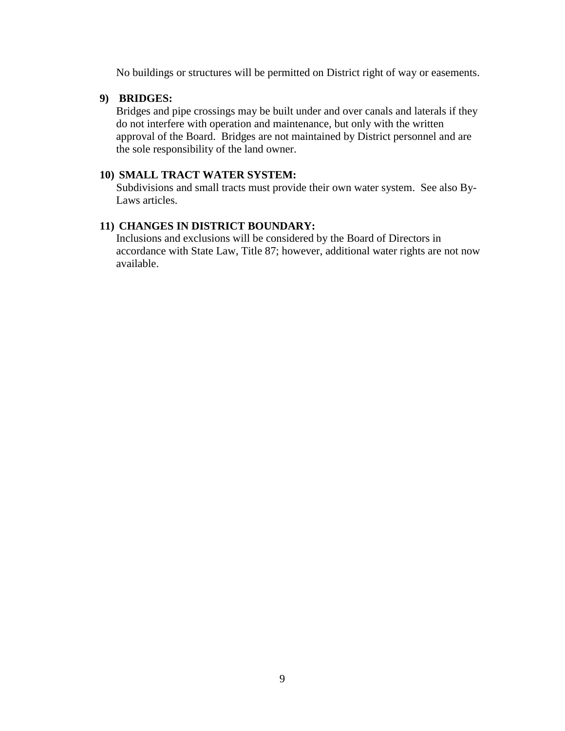No buildings or structures will be permitted on District right of way or easements.

**9) BRIDGES:**

Bridges and pipe crossings may be built under and over canals and laterals if they do not interfere with operation and maintenance, but only with the written approval of the Board. Bridges are not maintained by District personnel and are the sole responsibility of the land owner.

**10) SMALL TRACT WATER SYSTEM:**

Subdivisions and small tracts must provide their own water system. See also By-Laws articles.

**11) CHANGES IN DISTRICT BOUNDARY:**

Inclusions and exclusions will be considered by the Board of Directors in accordance with State Law, Title 87; however, additional water rights are not now available.